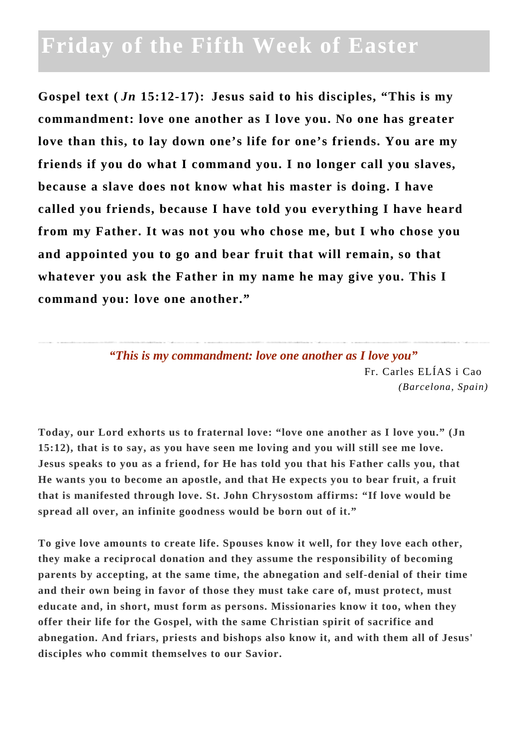# Friday of the Fifth Week of Easter

**Gospel text (*Jn* 15:12-17): Jesus said to his disciples, "This is my commandment: love one another as I love you. No one has greater love than this, to lay down one's life for one's friends. You are my friends if you do what I command you. I no longer call you slaves, because a slave does not know what his master is doing. I have called you friends, because I have told you everything I have heard from my Father. It was not you who chose me, but I who chose you and appointed you to go and bear fruit that will remain, so that whatever you ask the Father in my name he may give you. This I command you: love one another."**

---

*"This is my commandment: love one another as I love you"*

Fr. Carles ELÍAS i Cao
*(Barcelona, Spain)*

**Today, our Lord exhorts us to fraternal love: "love one another as I love you." (Jn 15:12), that is to say, as you have seen me loving and you will still see me love. Jesus speaks to you as a friend, for He has told you that his Father calls you, that He wants you to become an apostle, and that He expects you to bear fruit, a fruit that is manifested through love. St. John Chrysostom affirms: "If love would be spread all over, an infinite goodness would be born out of it."**

**To give love amounts to create life. Spouses know it well, for they love each other, they make a reciprocal donation and they assume the responsibility of becoming parents by accepting, at the same time, the abnegation and self-denial of their time and their own being in favor of those they must take care of, must protect, must educate and, in short, must form as persons. Missionaries know it too, when they offer their life for the Gospel, with the same Christian spirit of sacrifice and abnegation. And friars, priests and bishops also know it, and with them all of Jesus' disciples who commit themselves to our Savior.**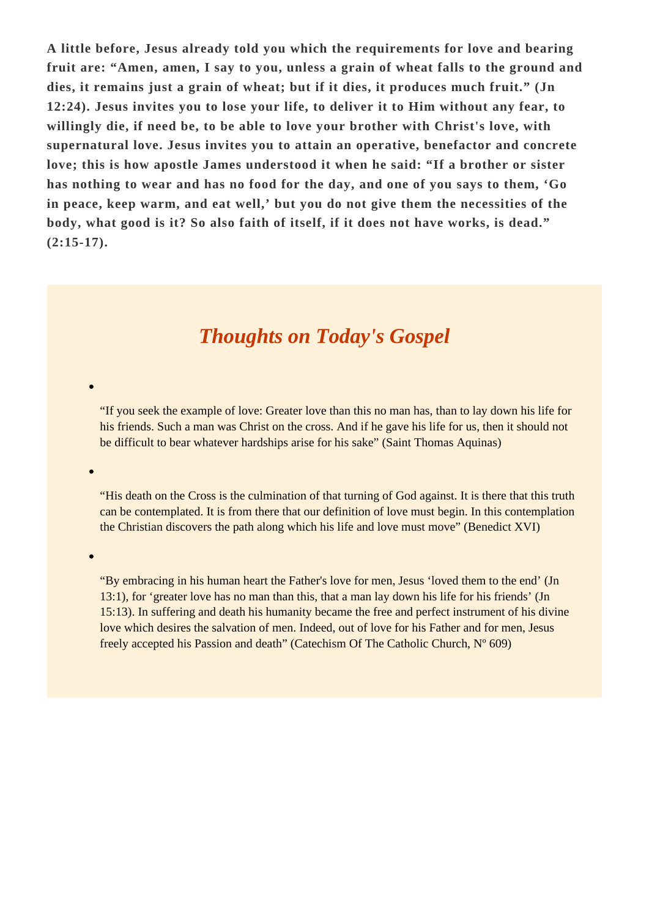**A little before, Jesus already told you which the requirements for love and bearing fruit are: "Amen, amen, I say to you, unless a grain of wheat falls to the ground and dies, it remains just a grain of wheat; but if it dies, it produces much fruit." (Jn 12:24). Jesus invites you to lose your life, to deliver it to Him without any fear, to willingly die, if need be, to be able to love your brother with Christ's love, with supernatural love. Jesus invites you to attain an operative, benefactor and concrete love; this is how apostle James understood it when he said: "If a brother or sister has nothing to wear and has no food for the day, and one of you says to them, 'Go in peace, keep warm, and eat well,' but you do not give them the necessities of the body, what good is it? So also faith of itself, if it does not have works, is dead." (2:15-17).**

## *Thoughts on Today's Gospel*

- "If you seek the example of love: Greater love than this no man has, than to lay down his life for his friends. Such a man was Christ on the cross. And if he gave his life for us, then it should not be difficult to bear whatever hardships arise for his sake" (Saint Thomas Aquinas)

- "His death on the Cross is the culmination of that turning of God against. It is there that this truth can be contemplated. It is from there that our definition of love must begin. In this contemplation the Christian discovers the path along which his life and love must move" (Benedict XVI)

- "By embracing in his human heart the Father's love for men, Jesus 'loved them to the end' (Jn 13:1), for 'greater love has no man than this, that a man lay down his life for his friends' (Jn 15:13). In suffering and death his humanity became the free and perfect instrument of his divine love which desires the salvation of men. Indeed, out of love for his Father and for men, Jesus freely accepted his Passion and death" (Catechism Of The Catholic Church, Nº 609)